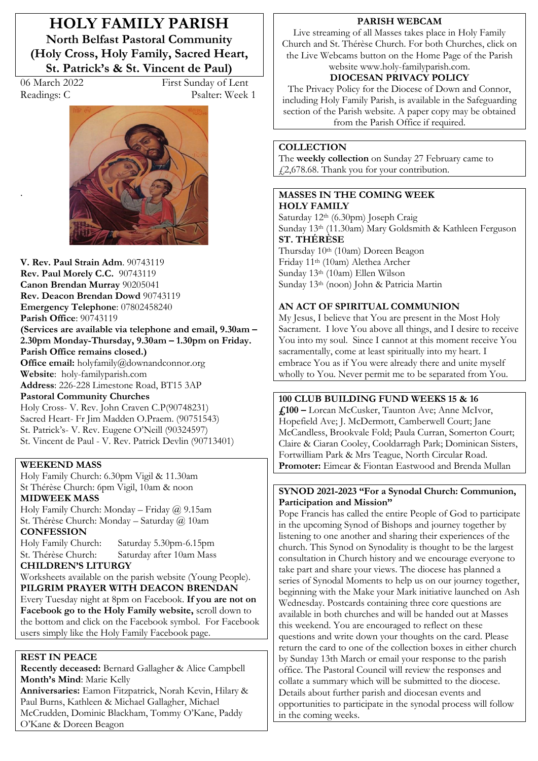# HOLY FAMILY PARISH

## North Belfast Pastoral Community (Holy Cross, Holy Family, Sacred Heart, St. Patrick's & St. Vincent de Paul)

06 March 2022 — First Sunday of Lent

Readings: C — Psalter: Week 1

**V. Rev. Paul Strain Adm**. 90743119
**Rev. Paul Morely C.C.** 90743119
**Canon Brendan Murray** 90205041
**Rev. Deacon Brendan Dowd** 90743119
**Emergency Telephone**: 07802458240
**Parish Office**: 90743119
**(Services are available via telephone and email, 9.30am – 2.30pm Monday-Thursday, 9.30am – 1.30pm on Friday. Parish Office remains closed.)**
**Office email:** holyfamily@downandconnor.org
**Website**: holy-familyparish.com
**Address**: 226-228 Limestone Road, BT15 3AP

**Pastoral Community Churches**

Holy Cross- V. Rev. John Craven C.P(90748231)
Sacred Heart- Fr Jim Madden O.Praem. (90751543)
St. Patrick's- V. Rev. Eugene O'Neill (90324597)
St. Vincent de Paul - V. Rev. Patrick Devlin (90713401)

### WEEKEND MASS

Holy Family Church: 6.30pm Vigil & 11.30am
St Thérèse Church: 6pm Vigil, 10am & noon

### MIDWEEK MASS

Holy Family Church: Monday – Friday @ 9.15am
St. Thérèse Church: Monday – Saturday @ 10am

### CONFESSION

Holy Family Church: Saturday 5.30pm-6.15pm
St. Thérèse Church: Saturday after 10am Mass

### CHILDREN'S LITURGY

Worksheets available on the parish website (Young People).

### PILGRIM PRAYER WITH DEACON BRENDAN

Every Tuesday night at 8pm on Facebook. **If you are not on Facebook go to the Holy Family website,** scroll down to the bottom and click on the Facebook symbol. For Facebook users simply like the Holy Family Facebook page.

### REST IN PEACE

**Recently deceased:** Bernard Gallagher & Alice Campbell
**Month's Mind**: Marie Kelly
**Anniversaries:** Eamon Fitzpatrick, Norah Kevin, Hilary & Paul Burns, Kathleen & Michael Gallagher, Michael McCrudden, Dominic Blackham, Tommy O'Kane, Paddy O'Kane & Doreen Beagon

### PARISH WEBCAM

Live streaming of all Masses takes place in Holy Family Church and St. Thérèse Church. For both Churches, click on the Live Webcams button on the Home Page of the Parish website www.holy-familyparish.com.

### DIOCESAN PRIVACY POLICY

The Privacy Policy for the Diocese of Down and Connor, including Holy Family Parish, is available in the Safeguarding section of the Parish website. A paper copy may be obtained from the Parish Office if required.

### COLLECTION

The **weekly collection** on Sunday 27 February came to £2,678.68. Thank you for your contribution.

### MASSES IN THE COMING WEEK

**HOLY FAMILY**

Saturday 12th (6.30pm) Joseph Craig
Sunday 13th (11.30am) Mary Goldsmith & Kathleen Ferguson

**ST. THÉRÈSE**

Thursday 10th (10am) Doreen Beagon
Friday 11th (10am) Alethea Archer
Sunday 13th (10am) Ellen Wilson
Sunday 13th (noon) John & Patricia Martin

### AN ACT OF SPIRITUAL COMMUNION

My Jesus, I believe that You are present in the Most Holy Sacrament. I love You above all things, and I desire to receive You into my soul. Since I cannot at this moment receive You sacramentally, come at least spiritually into my heart. I embrace You as if You were already there and unite myself wholly to You. Never permit me to be separated from You.

### 100 CLUB BUILDING FUND WEEKS 15 & 16

**£100 –** Lorcan McCusker, Taunton Ave; Anne McIvor, Hopefield Ave; J. McDermott, Camberwell Court; Jane McCandless, Brookvale Fold; Paula Curran, Somerton Court; Claire & Ciaran Cooley, Cooldarragh Park; Dominican Sisters, Fortwilliam Park & Mrs Teague, North Circular Road.
**Promoter:** Eimear & Fiontan Eastwood and Brenda Mullan

### SYNOD 2021-2023 "For a Synodal Church: Communion, Participation and Mission"

Pope Francis has called the entire People of God to participate in the upcoming Synod of Bishops and journey together by listening to one another and sharing their experiences of the church. This Synod on Synodality is thought to be the largest consultation in Church history and we encourage everyone to take part and share your views. The diocese has planned a series of Synodal Moments to help us on our journey together, beginning with the Make your Mark initiative launched on Ash Wednesday. Postcards containing three core questions are available in both churches and will be handed out at Masses this weekend. You are encouraged to reflect on these questions and write down your thoughts on the card. Please return the card to one of the collection boxes in either church by Sunday 13th March or email your response to the parish office. The Pastoral Council will review the responses and collate a summary which will be submitted to the diocese. Details about further parish and diocesan events and opportunities to participate in the synodal process will follow in the coming weeks.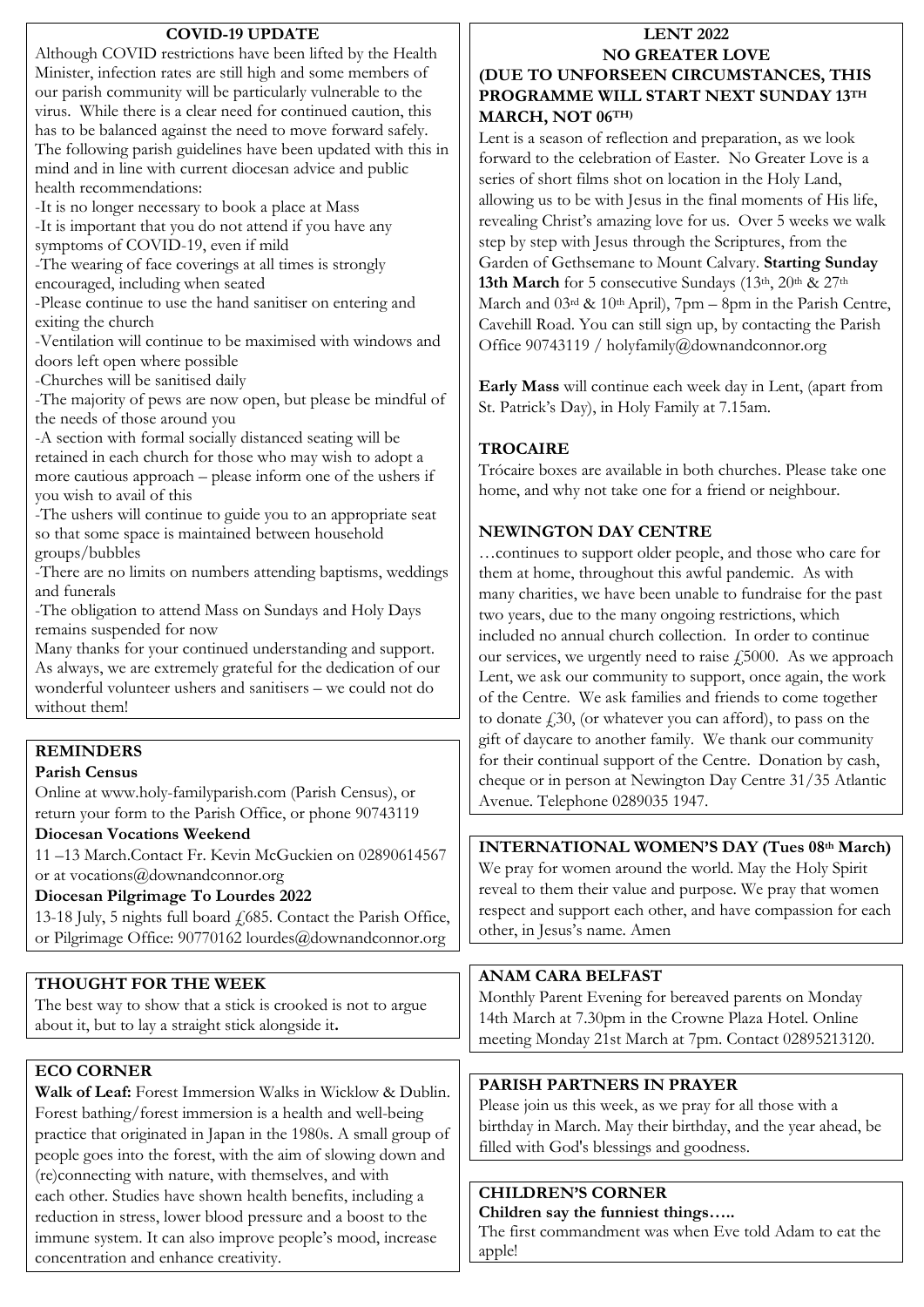## COVID-19 UPDATE

Although COVID restrictions have been lifted by the Health Minister, infection rates are still high and some members of our parish community will be particularly vulnerable to the virus. While there is a clear need for continued caution, this has to be balanced against the need to move forward safely. The following parish guidelines have been updated with this in mind and in line with current diocesan advice and public health recommendations:

-It is no longer necessary to book a place at Mass
-It is important that you do not attend if you have any symptoms of COVID-19, even if mild
-The wearing of face coverings at all times is strongly encouraged, including when seated
-Please continue to use the hand sanitiser on entering and exiting the church
-Ventilation will continue to be maximised with windows and doors left open where possible
-Churches will be sanitised daily
-The majority of pews are now open, but please be mindful of the needs of those around you
-A section with formal socially distanced seating will be retained in each church for those who may wish to adopt a more cautious approach – please inform one of the ushers if you wish to avail of this
-The ushers will continue to guide you to an appropriate seat so that some space is maintained between household groups/bubbles
-There are no limits on numbers attending baptisms, weddings and funerals
-The obligation to attend Mass on Sundays and Holy Days remains suspended for now

Many thanks for your continued understanding and support. As always, we are extremely grateful for the dedication of our wonderful volunteer ushers and sanitisers – we could not do without them!

## REMINDERS

**Parish Census**

Online at www.holy-familyparish.com (Parish Census), or return your form to the Parish Office, or phone 90743119

**Diocesan Vocations Weekend**

11 –13 March.Contact Fr. Kevin McGuckien on 02890614567 or at vocations@downandconnor.org

**Diocesan Pilgrimage To Lourdes 2022**

13-18 July, 5 nights full board £685. Contact the Parish Office, or Pilgrimage Office: 90770162 lourdes@downandconnor.org

## THOUGHT FOR THE WEEK

The best way to show that a stick is crooked is not to argue about it, but to lay a straight stick alongside it**.**

## ECO CORNER

**Walk of Leaf:** Forest Immersion Walks in Wicklow & Dublin. Forest bathing/forest immersion is a health and well-being practice that originated in Japan in the 1980s. A small group of people goes into the forest, with the aim of slowing down and (re)connecting with nature, with themselves, and with each other. Studies have shown health benefits, including a reduction in stress, lower blood pressure and a boost to the immune system. It can also improve people's mood, increase concentration and enhance creativity.

## LENT 2022
## NO GREATER LOVE
### (DUE TO UNFORSEEN CIRCUMSTANCES, THIS PROGRAMME WILL START NEXT SUNDAY 13TH MARCH, NOT 06TH)

Lent is a season of reflection and preparation, as we look forward to the celebration of Easter. No Greater Love is a series of short films shot on location in the Holy Land, allowing us to be with Jesus in the final moments of His life, revealing Christ's amazing love for us. Over 5 weeks we walk step by step with Jesus through the Scriptures, from the Garden of Gethsemane to Mount Calvary. **Starting Sunday 13th March** for 5 consecutive Sundays (13th, 20th & 27th March and 03rd & 10th April), 7pm – 8pm in the Parish Centre, Cavehill Road. You can still sign up, by contacting the Parish Office 90743119 / holyfamily@downandconnor.org

**Early Mass** will continue each week day in Lent, (apart from St. Patrick's Day), in Holy Family at 7.15am.

## TROCAIRE

Trócaire boxes are available in both churches. Please take one home, and why not take one for a friend or neighbour.

## NEWINGTON DAY CENTRE

…continues to support older people, and those who care for them at home, throughout this awful pandemic. As with many charities, we have been unable to fundraise for the past two years, due to the many ongoing restrictions, which included no annual church collection. In order to continue our services, we urgently need to raise £5000. As we approach Lent, we ask our community to support, once again, the work of the Centre. We ask families and friends to come together to donate £30, (or whatever you can afford), to pass on the gift of daycare to another family. We thank our community for their continual support of the Centre. Donation by cash, cheque or in person at Newington Day Centre 31/35 Atlantic Avenue. Telephone 0289035 1947.

## INTERNATIONAL WOMEN'S DAY (Tues 08th March)

We pray for women around the world. May the Holy Spirit reveal to them their value and purpose. We pray that women respect and support each other, and have compassion for each other, in Jesus's name. Amen

## ANAM CARA BELFAST

Monthly Parent Evening for bereaved parents on Monday 14th March at 7.30pm in the Crowne Plaza Hotel. Online meeting Monday 21st March at 7pm. Contact 02895213120.

## PARISH PARTNERS IN PRAYER

Please join us this week, as we pray for all those with a birthday in March. May their birthday, and the year ahead, be filled with God's blessings and goodness.

## CHILDREN'S CORNER

**Children say the funniest things…..**

The first commandment was when Eve told Adam to eat the apple!